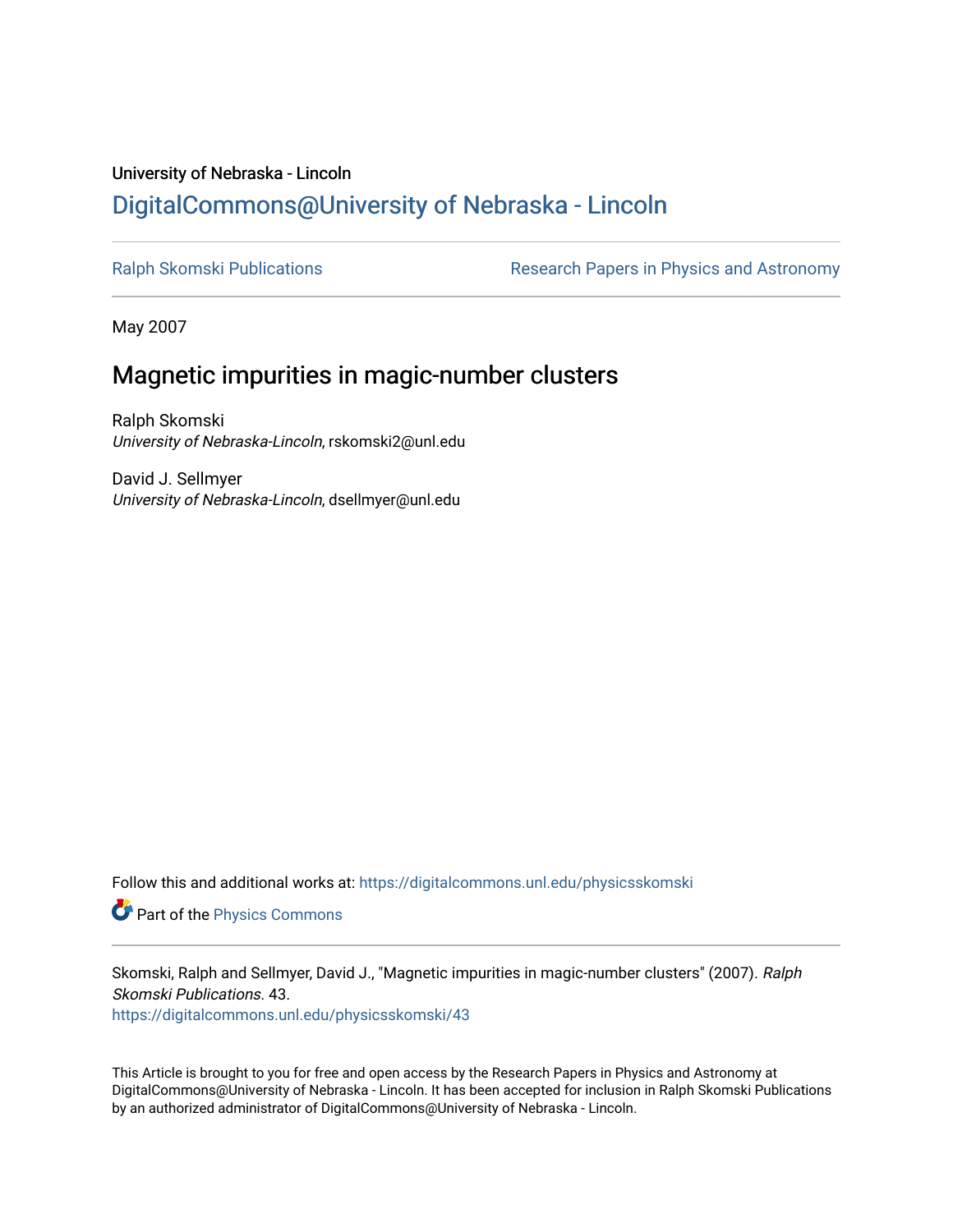University of Nebraska - Lincoln

DigitalCommons@University of Nebraska - Lincoln

Ralph Skomski Publications

Research Papers in Physics and Astronomy

May 2007

# Magnetic impurities in magic-number clusters

Ralph Skomski
*University of Nebraska-Lincoln*, rskomski2@unl.edu

David J. Sellmyer
*University of Nebraska-Lincoln*, dsellmyer@unl.edu

Follow this and additional works at: https://digitalcommons.unl.edu/physicsskomski

Part of the Physics Commons

Skomski, Ralph and Sellmyer, David J., "Magnetic impurities in magic-number clusters" (2007). *Ralph Skomski Publications*. 43.
https://digitalcommons.unl.edu/physicsskomski/43

This Article is brought to you for free and open access by the Research Papers in Physics and Astronomy at DigitalCommons@University of Nebraska - Lincoln. It has been accepted for inclusion in Ralph Skomski Publications by an authorized administrator of DigitalCommons@University of Nebraska - Lincoln.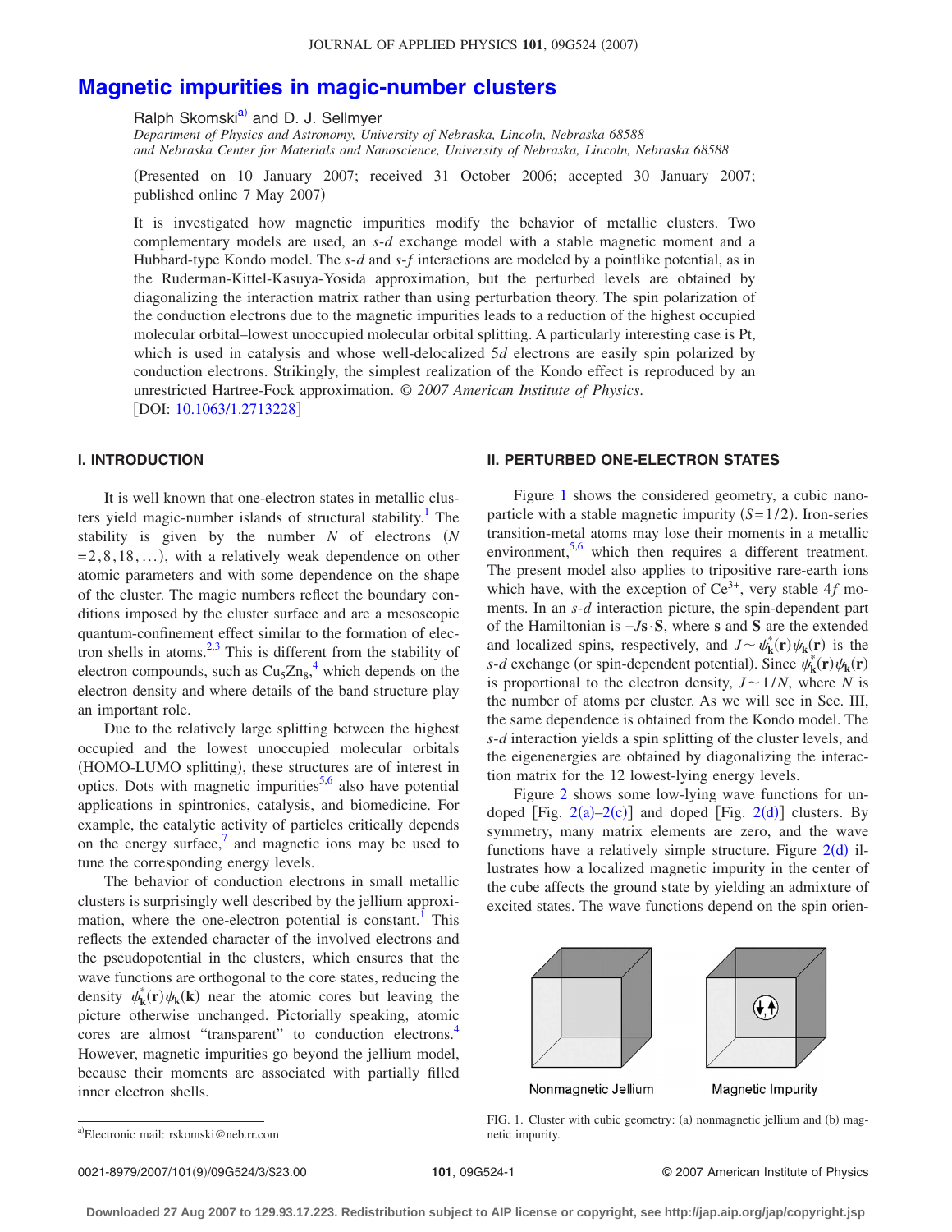# Magnetic impurities in magic-number clusters

Ralph Skomski[a)] and D. J. Sellmyer

*Department of Physics and Astronomy, University of Nebraska, Lincoln, Nebraska 68588 and Nebraska Center for Materials and Nanoscience, University of Nebraska, Lincoln, Nebraska 68588*

(Presented on 10 January 2007; received 31 October 2006; accepted 30 January 2007; published online 7 May 2007)

It is investigated how magnetic impurities modify the behavior of metallic clusters. Two complementary models are used, an *s*-*d* exchange model with a stable magnetic moment and a Hubbard-type Kondo model. The *s*-*d* and *s*-*f* interactions are modeled by a pointlike potential, as in the Ruderman-Kittel-Kasuya-Yosida approximation, but the perturbed levels are obtained by diagonalizing the interaction matrix rather than using perturbation theory. The spin polarization of the conduction electrons due to the magnetic impurities leads to a reduction of the highest occupied molecular orbital–lowest unoccupied molecular orbital splitting. A particularly interesting case is Pt, which is used in catalysis and whose well-delocalized 5*d* electrons are easily spin polarized by conduction electrons. Strikingly, the simplest realization of the Kondo effect is reproduced by an unrestricted Hartree-Fock approximation. *© 2007 American Institute of Physics*. [DOI: 10.1063/1.2713228]

## I. INTRODUCTION

It is well known that one-electron states in metallic clusters yield magic-number islands of structural stability.[1] The stability is given by the number $N$ of electrons ($N = 2, 8, 18, \ldots$), with a relatively weak dependence on other atomic parameters and with some dependence on the shape of the cluster. The magic numbers reflect the boundary conditions imposed by the cluster surface and are a mesoscopic quantum-confinement effect similar to the formation of electron shells in atoms.[2,3] This is different from the stability of electron compounds, such as $Cu_5Zn_8$,[4] which depends on the electron density and where details of the band structure play an important role.

Due to the relatively large splitting between the highest occupied and the lowest unoccupied molecular orbitals (HOMO-LUMO splitting), these structures are of interest in optics. Dots with magnetic impurities[5,6] also have potential applications in spintronics, catalysis, and biomedicine. For example, the catalytic activity of particles critically depends on the energy surface,[7] and magnetic ions may be used to tune the corresponding energy levels.

The behavior of conduction electrons in small metallic clusters is surprisingly well described by the jellium approximation, where the one-electron potential is constant.[1] This reflects the extended character of the involved electrons and the pseudopotential in the clusters, which ensures that the wave functions are orthogonal to the core states, reducing the density $\psi^*_{\mathbf{k}}(\mathbf{r})\psi_{\mathbf{k}}(\mathbf{k})$ near the atomic cores but leaving the picture otherwise unchanged. Pictorially speaking, atomic cores are almost "transparent" to conduction electrons.[4] However, magnetic impurities go beyond the jellium model, because their moments are associated with partially filled inner electron shells.

## II. PERTURBED ONE-ELECTRON STATES

Figure 1 shows the considered geometry, a cubic nanoparticle with a stable magnetic impurity ($S=1/2$). Iron-series transition-metal atoms may lose their moments in a metallic environment,[5,6] which then requires a different treatment. The present model also applies to tripositive rare-earth ions which have, with the exception of $Ce^{3+}$, very stable 4*f* moments. In an *s*-*d* interaction picture, the spin-dependent part of the Hamiltonian is $-J\mathbf{s}\cdot\mathbf{S}$, where $\mathbf{s}$ and $\mathbf{S}$ are the extended and localized spins, respectively, and $J \sim \psi^*_{\mathbf{k}}(\mathbf{r})\psi_{\mathbf{k}}(\mathbf{r})$ is the *s*-*d* exchange (or spin-dependent potential). Since $\psi^*_{\mathbf{k}}(\mathbf{r})\psi_{\mathbf{k}}(\mathbf{r})$ is proportional to the electron density, $J \sim 1/N$, where $N$ is the number of atoms per cluster. As we will see in Sec. III, the same dependence is obtained from the Kondo model. The *s*-*d* interaction yields a spin splitting of the cluster levels, and the eigenenergies are obtained by diagonalizing the interaction matrix for the 12 lowest-lying energy levels.

Figure 2 shows some low-lying wave functions for undoped [Fig. 2(a)–2(c)] and doped [Fig. 2(d)] clusters. By symmetry, many matrix elements are zero, and the wave functions have a relatively simple structure. Figure 2(d) illustrates how a localized magnetic impurity in the center of the cube affects the ground state by yielding an admixture of excited states. The wave functions depend on the spin orien-

Nonmagnetic Jellium

Magnetic Impurity

FIG. 1. Cluster with cubic geometry: (a) nonmagnetic jellium and (b) magnetic impurity.

[a)]Electronic mail: rskomski@neb.rr.com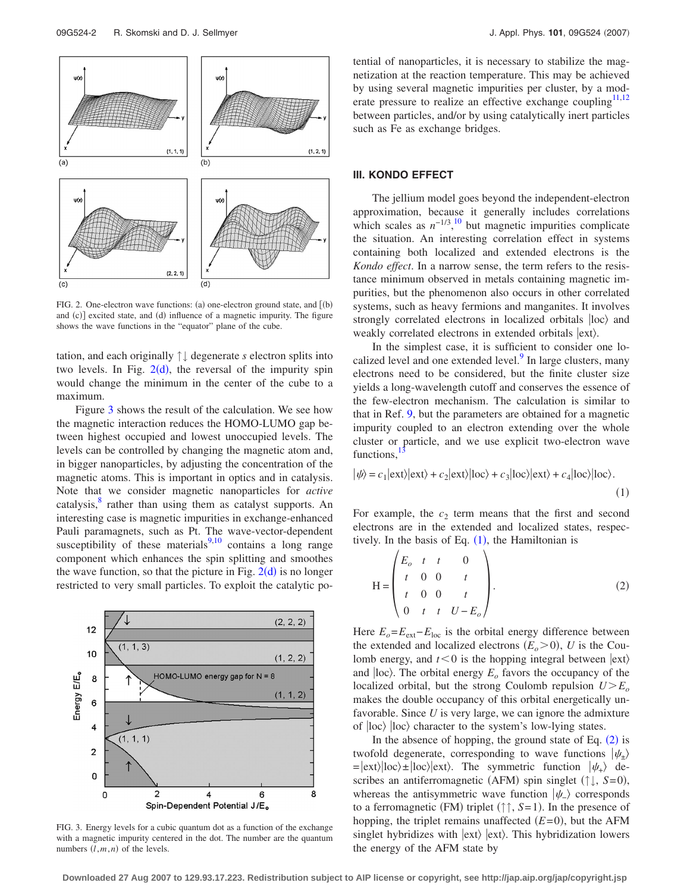FIG. 2. One-electron wave functions: (a) one-electron ground state, and [(b) and (c)] excited state, and (d) influence of a magnetic impurity. The figure shows the wave functions in the "equator" plane of the cube.

tation, and each originally ↑↓ degenerate *s* electron splits into two levels. In Fig. 2(d), the reversal of the impurity spin would change the minimum in the center of the cube to a maximum.

Figure 3 shows the result of the calculation. We see how the magnetic interaction reduces the HOMO-LUMO gap between highest occupied and lowest unoccupied levels. The levels can be controlled by changing the magnetic atom and, in bigger nanoparticles, by adjusting the concentration of the magnetic atoms. This is important in optics and in catalysis. Note that we consider magnetic nanoparticles for *active* catalysis,[8] rather than using them as catalyst supports. An interesting case is magnetic impurities in exchange-enhanced Pauli paramagnets, such as Pt. The wave-vector-dependent susceptibility of these materials[9,10] contains a long range component which enhances the spin splitting and smoothes the wave function, so that the picture in Fig. 2(d) is no longer restricted to very small particles. To exploit the catalytic potential of nanoparticles, it is necessary to stabilize the magnetization at the reaction temperature. This may be achieved by using several magnetic impurities per cluster, by a moderate pressure to realize an effective exchange coupling[11,12] between particles, and/or by using catalytically inert particles such as Fe as exchange bridges.

FIG. 3. Energy levels for a cubic quantum dot as a function of the exchange with a magnetic impurity centered in the dot. The number are the quantum numbers $(l,m,n)$ of the levels.

## III. KONDO EFFECT

The jellium model goes beyond the independent-electron approximation, because it generally includes correlations which scales as $n^{-1/3}$,[10] but magnetic impurities complicate the situation. An interesting correlation effect in systems containing both localized and extended electrons is the *Kondo effect*. In a narrow sense, the term refers to the resistance minimum observed in metals containing magnetic impurities, but the phenomenon also occurs in other correlated systems, such as heavy fermions and manganites. It involves strongly correlated electrons in localized orbitals $|\mathrm{loc}\rangle$ and weakly correlated electrons in extended orbitals $|\mathrm{ext}\rangle$.

In the simplest case, it is sufficient to consider one localized level and one extended level.[9] In large clusters, many electrons need to be considered, but the finite cluster size yields a long-wavelength cutoff and conserves the essence of the few-electron mechanism. The calculation is similar to that in Ref. 9, but the parameters are obtained for a magnetic impurity coupled to an electron extending over the whole cluster or particle, and we use explicit two-electron wave functions,[13]

$$|\psi\rangle = c_1|\mathrm{ext}\rangle|\mathrm{ext}\rangle + c_2|\mathrm{ext}\rangle|\mathrm{loc}\rangle + c_3|\mathrm{loc}\rangle|\mathrm{ext}\rangle + c_4|\mathrm{loc}\rangle|\mathrm{loc}\rangle. \tag{1}$$

For example, the $c_2$ term means that the first and second electrons are in the extended and localized states, respectively. In the basis of Eq. (1), the Hamiltonian is

$$\mathrm{H} = \begin{pmatrix} E_o & t & t & 0 \\ t & 0 & 0 & t \\ t & 0 & 0 & t \\ 0 & t & t & U - E_o \end{pmatrix}. \tag{2}$$

Here $E_o = E_{\mathrm{ext}} - E_{\mathrm{loc}}$ is the orbital energy difference between the extended and localized electrons ($E_o > 0$), $U$ is the Coulomb energy, and $t < 0$ is the hopping integral between $|\mathrm{ext}\rangle$ and $|\mathrm{loc}\rangle$. The orbital energy $E_o$ favors the occupancy of the localized orbital, but the strong Coulomb repulsion $U > E_o$ makes the double occupancy of this orbital energetically unfavorable. Since $U$ is very large, we can ignore the admixture of $|\mathrm{loc}\rangle\,|\mathrm{loc}\rangle$ character to the system's low-lying states.

In the absence of hopping, the ground state of Eq. (2) is twofold degenerate, corresponding to wave functions $|\psi_\pm\rangle = |\mathrm{ext}\rangle|\mathrm{loc}\rangle \pm |\mathrm{loc}\rangle|\mathrm{ext}\rangle$. The symmetric function $|\psi_+\rangle$ describes an antiferromagnetic (AFM) spin singlet (↑↓, $S=0$), whereas the antisymmetric wave function $|\psi_-\rangle$ corresponds to a ferromagnetic (FM) triplet (↑↑, $S=1$). In the presence of hopping, the triplet remains unaffected ($E=0$), but the AFM singlet hybridizes with $|\mathrm{ext}\rangle\,|\mathrm{ext}\rangle$. This hybridization lowers the energy of the AFM state by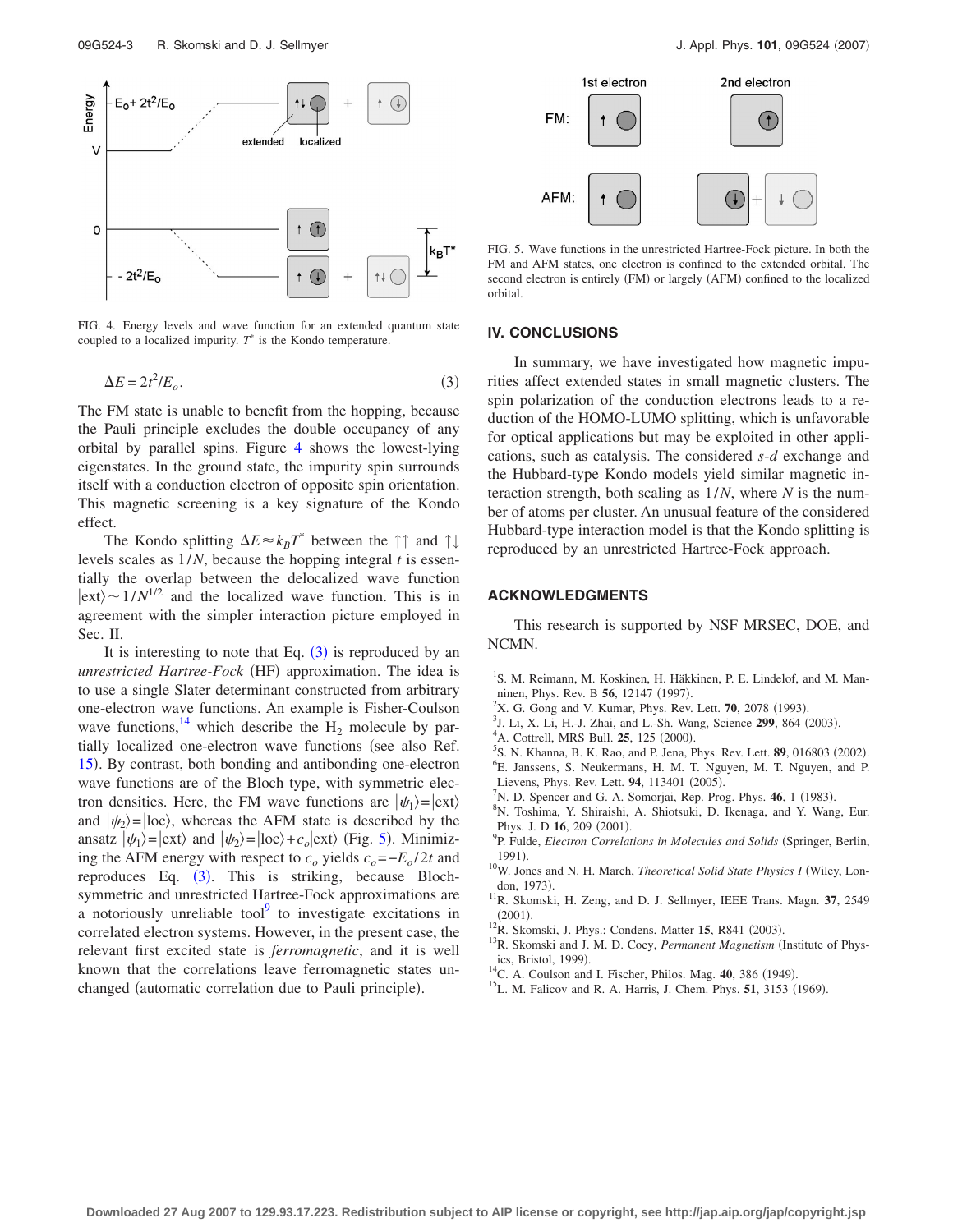Energy

$E_o + 2t^2/E_o$

V

0

$-2t^2/E_o$

extended

localized

$k_BT^*$

FIG. 4. Energy levels and wave function for an extended quantum state coupled to a localized impurity. $T^*$ is the Kondo temperature.

$$\Delta E = 2t^2/E_o. \tag{3}$$

The FM state is unable to benefit from the hopping, because the Pauli principle excludes the double occupancy of any orbital by parallel spins. Figure 4 shows the lowest-lying eigenstates. In the ground state, the impurity spin surrounds itself with a conduction electron of opposite spin orientation. This magnetic screening is a key signature of the Kondo effect.

The Kondo splitting $\Delta E \approx k_B T^*$ between the $\uparrow\uparrow$ and $\uparrow\downarrow$ levels scales as $1/N$, because the hopping integral $t$ is essentially the overlap between the delocalized wave function $|\text{ext}\rangle \sim 1/N^{1/2}$ and the localized wave function. This is in agreement with the simpler interaction picture employed in Sec. II.

It is interesting to note that Eq. (3) is reproduced by an *unrestricted Hartree-Fock* (HF) approximation. The idea is to use a single Slater determinant constructed from arbitrary one-electron wave functions. An example is Fisher-Coulson wave functions,[14] which describe the $H_2$ molecule by partially localized one-electron wave functions (see also Ref. 15). By contrast, both bonding and antibonding one-electron wave functions are of the Bloch type, with symmetric electron densities. Here, the FM wave functions are $|\psi_1\rangle = |\text{ext}\rangle$ and $|\psi_2\rangle = |\text{loc}\rangle$, whereas the AFM state is described by the ansatz $|\psi_1\rangle = |\text{ext}\rangle$ and $|\psi_2\rangle = |\text{loc}\rangle + c_o|\text{ext}\rangle$ (Fig. 5). Minimizing the AFM energy with respect to $c_o$ yields $c_o = -E_o/2t$ and reproduces Eq. (3). This is striking, because Bloch-symmetric and unrestricted Hartree-Fock approximations are a notoriously unreliable tool[9] to investigate excitations in correlated electron systems. However, in the present case, the relevant first excited state is *ferromagnetic*, and it is well known that the correlations leave ferromagnetic states unchanged (automatic correlation due to Pauli principle).

1st electron

2nd electron

FM:

AFM:

FIG. 5. Wave functions in the unrestricted Hartree-Fock picture. In both the FM and AFM states, one electron is confined to the extended orbital. The second electron is entirely (FM) or largely (AFM) confined to the localized orbital.

## IV. CONCLUSIONS

In summary, we have investigated how magnetic impurities affect extended states in small magnetic clusters. The spin polarization of the conduction electrons leads to a reduction of the HOMO-LUMO splitting, which is unfavorable for optical applications but may be exploited in other applications, such as catalysis. The considered *s-d* exchange and the Hubbard-type Kondo models yield similar magnetic interaction strength, both scaling as $1/N$, where $N$ is the number of atoms per cluster. An unusual feature of the considered Hubbard-type interaction model is that the Kondo splitting is reproduced by an unrestricted Hartree-Fock approach.

## ACKNOWLEDGMENTS

This research is supported by NSF MRSEC, DOE, and NCMN.

[1] S. M. Reimann, M. Koskinen, H. Häkkinen, P. E. Lindelof, and M. Manninen, Phys. Rev. B **56**, 12147 (1997).
[2] X. G. Gong and V. Kumar, Phys. Rev. Lett. **70**, 2078 (1993).
[3] J. Li, X. Li, H.-J. Zhai, and L.-Sh. Wang, Science **299**, 864 (2003).
[4] A. Cottrell, MRS Bull. **25**, 125 (2000).
[5] S. N. Khanna, B. K. Rao, and P. Jena, Phys. Rev. Lett. **89**, 016803 (2002).
[6] E. Janssens, S. Neukermans, H. M. T. Nguyen, M. T. Nguyen, and P. Lievens, Phys. Rev. Lett. **94**, 113401 (2005).
[7] N. D. Spencer and G. A. Somorjai, Rep. Prog. Phys. **46**, 1 (1983).
[8] N. Toshima, Y. Shiraishi, A. Shiotsuki, D. Ikenaga, and Y. Wang, Eur. Phys. J. D **16**, 209 (2001).
[9] P. Fulde, *Electron Correlations in Molecules and Solids* (Springer, Berlin, 1991).
[10] W. Jones and N. H. March, *Theoretical Solid State Physics I* (Wiley, London, 1973).
[11] R. Skomski, H. Zeng, and D. J. Sellmyer, IEEE Trans. Magn. **37**, 2549 (2001).
[12] R. Skomski, J. Phys.: Condens. Matter **15**, R841 (2003).
[13] R. Skomski and J. M. D. Coey, *Permanent Magnetism* (Institute of Physics, Bristol, 1999).
[14] C. A. Coulson and I. Fischer, Philos. Mag. **40**, 386 (1949).
[15] L. M. Falicov and R. A. Harris, J. Chem. Phys. **51**, 3153 (1969).